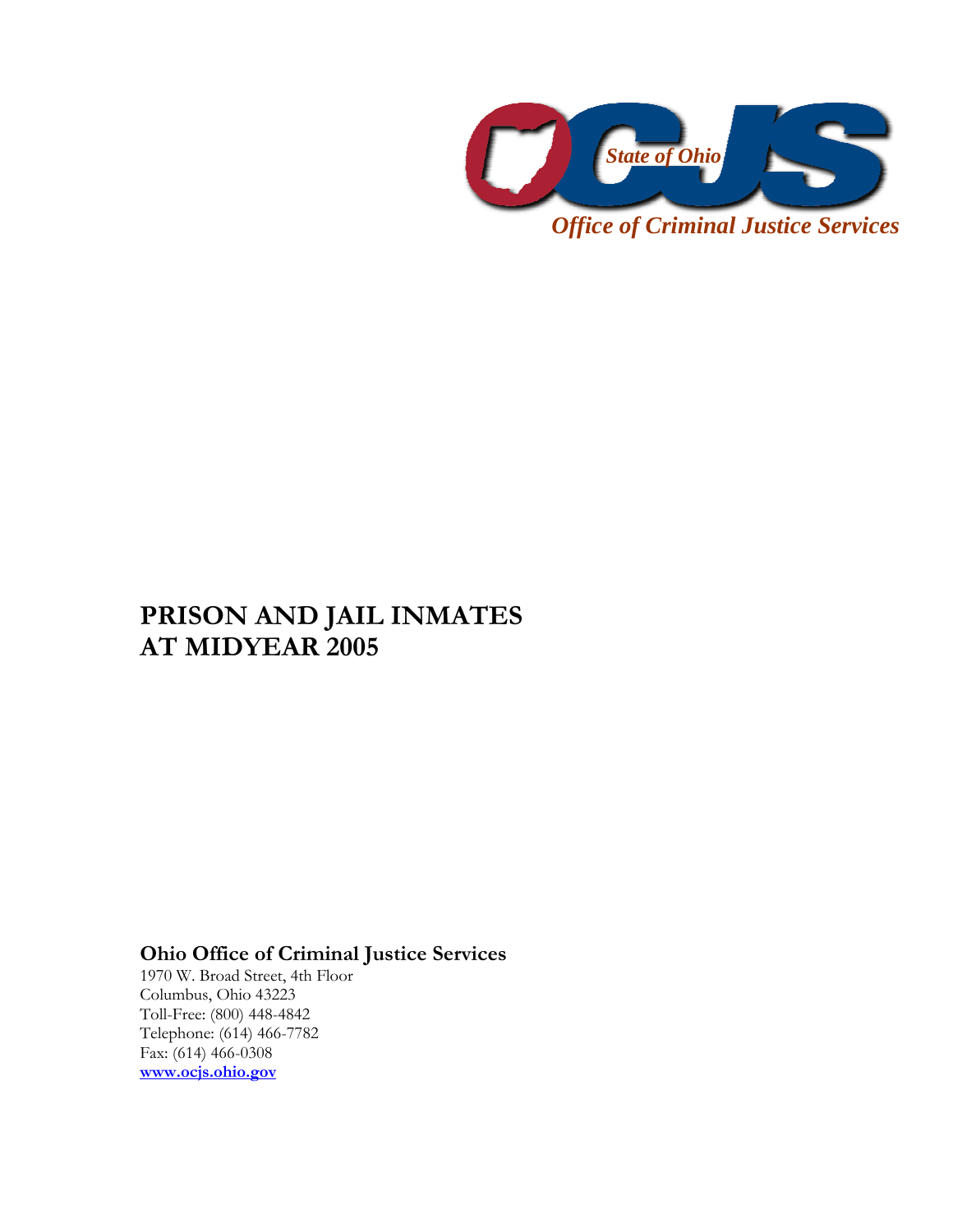State of Ohio

*Office of Criminal Justice Services*

# PRISON AND JAIL INMATES AT MIDYEAR 2005

**Ohio Office of Criminal Justice Services**

1970 W. Broad Street, 4th Floor
Columbus, Ohio 43223
Toll-Free: (800) 448-4842
Telephone: (614) 466-7782
Fax: (614) 466-0308
**www.ocjs.ohio.gov**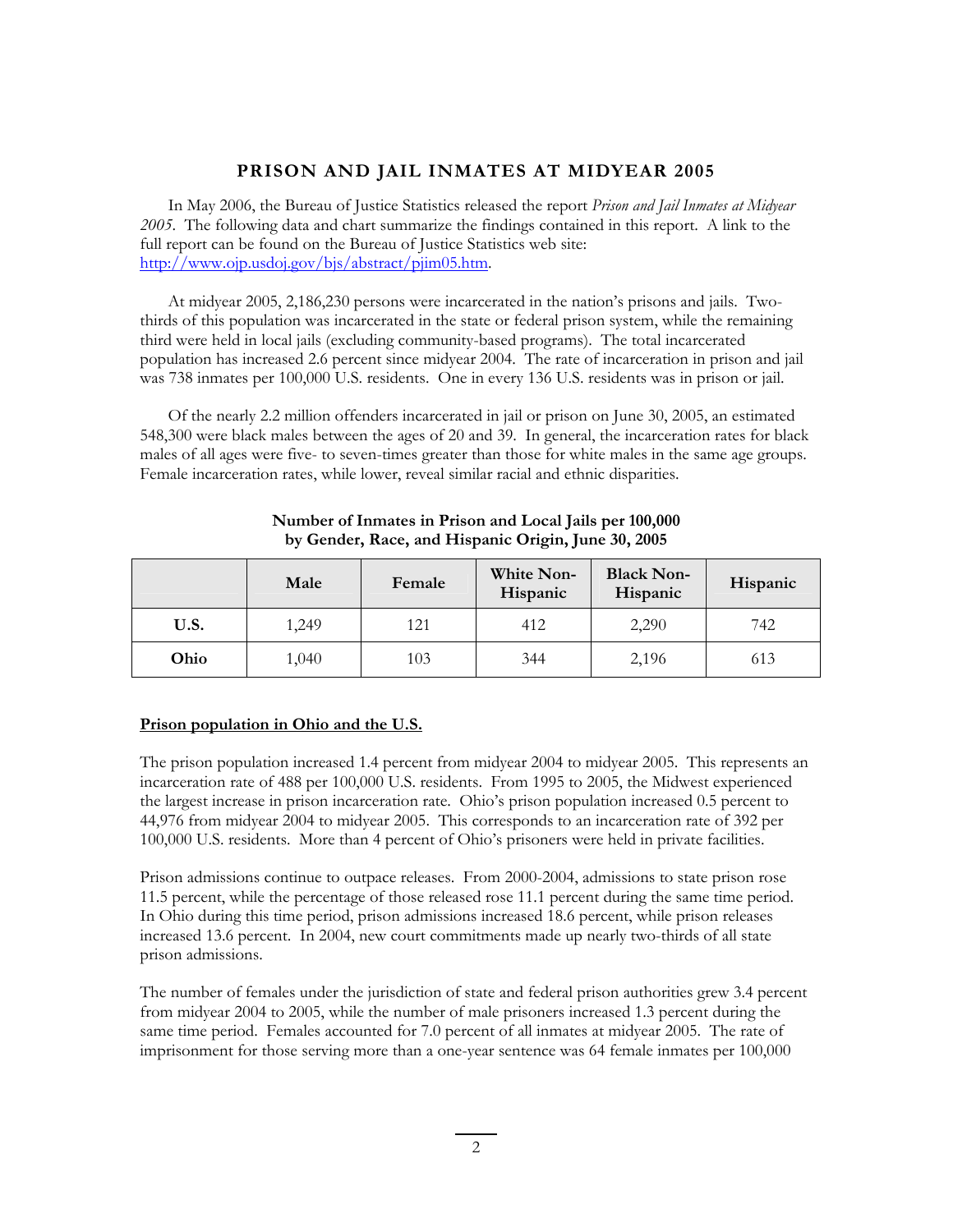# PRISON AND JAIL INMATES AT MIDYEAR 2005

In May 2006, the Bureau of Justice Statistics released the report *Prison and Jail Inmates at Midyear 2005*. The following data and chart summarize the findings contained in this report. A link to the full report can be found on the Bureau of Justice Statistics web site: [http://www.ojp.usdoj.gov/bjs/abstract/pjim05.htm](http://www.ojp.usdoj.gov/bjs/abstract/pjim05.htm).

At midyear 2005, 2,186,230 persons were incarcerated in the nation's prisons and jails. Two-thirds of this population was incarcerated in the state or federal prison system, while the remaining third were held in local jails (excluding community-based programs). The total incarcerated population has increased 2.6 percent since midyear 2004. The rate of incarceration in prison and jail was 738 inmates per 100,000 U.S. residents. One in every 136 U.S. residents was in prison or jail.

Of the nearly 2.2 million offenders incarcerated in jail or prison on June 30, 2005, an estimated 548,300 were black males between the ages of 20 and 39. In general, the incarceration rates for black males of all ages were five- to seven-times greater than those for white males in the same age groups. Female incarceration rates, while lower, reveal similar racial and ethnic disparities.

**Number of Inmates in Prison and Local Jails per 100,000 by Gender, Race, and Hispanic Origin, June 30, 2005**

| | Male | Female | White Non-Hispanic | Black Non-Hispanic | Hispanic |
|---|---|---|---|---|---|
| **U.S.** | 1,249 | 121 | 412 | 2,290 | 742 |
| **Ohio** | 1,040 | 103 | 344 | 2,196 | 613 |

**<u>Prison population in Ohio and the U.S.</u>**

The prison population increased 1.4 percent from midyear 2004 to midyear 2005. This represents an incarceration rate of 488 per 100,000 U.S. residents. From 1995 to 2005, the Midwest experienced the largest increase in prison incarceration rate. Ohio's prison population increased 0.5 percent to 44,976 from midyear 2004 to midyear 2005. This corresponds to an incarceration rate of 392 per 100,000 U.S. residents. More than 4 percent of Ohio's prisoners were held in private facilities.

Prison admissions continue to outpace releases. From 2000-2004, admissions to state prison rose 11.5 percent, while the percentage of those released rose 11.1 percent during the same time period. In Ohio during this time period, prison admissions increased 18.6 percent, while prison releases increased 13.6 percent. In 2004, new court commitments made up nearly two-thirds of all state prison admissions.

The number of females under the jurisdiction of state and federal prison authorities grew 3.4 percent from midyear 2004 to 2005, while the number of male prisoners increased 1.3 percent during the same time period. Females accounted for 7.0 percent of all inmates at midyear 2005. The rate of imprisonment for those serving more than a one-year sentence was 64 female inmates per 100,000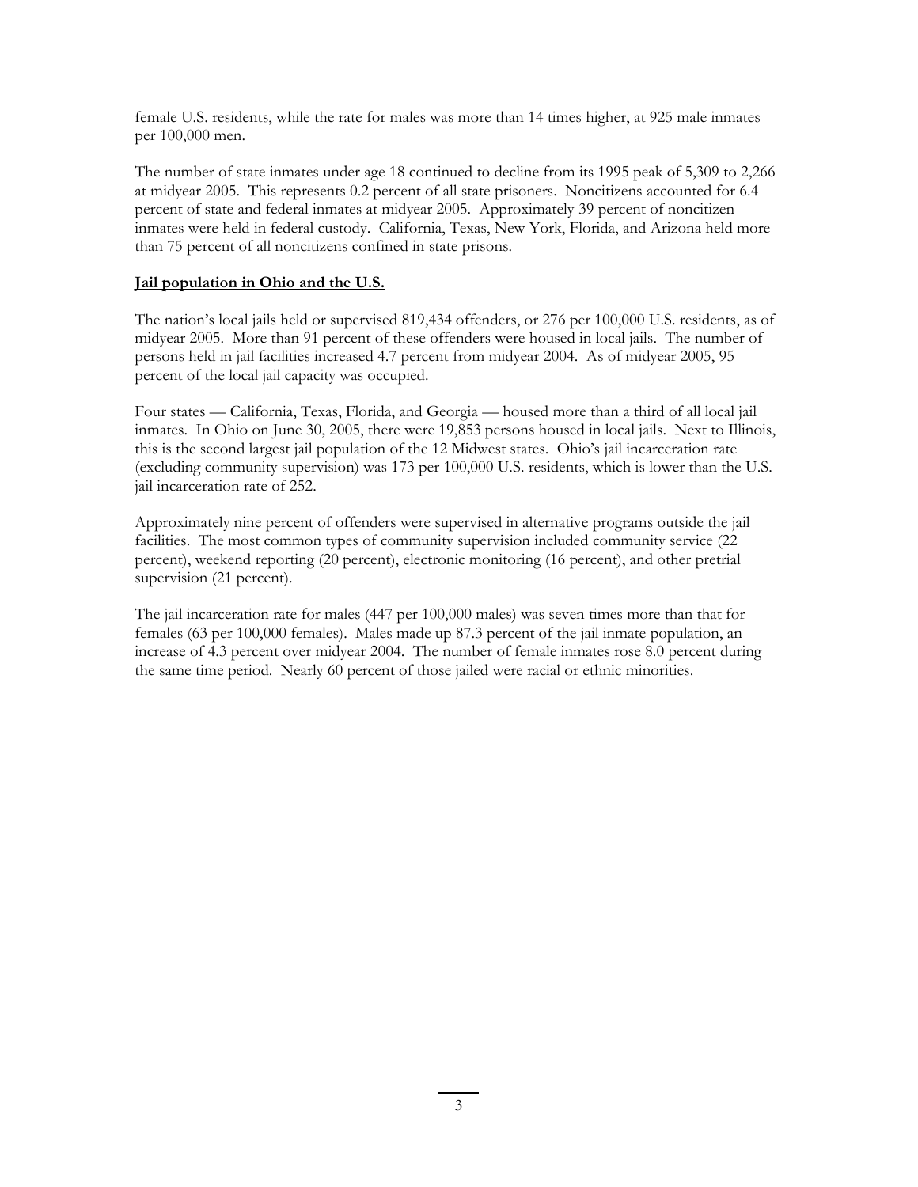female U.S. residents, while the rate for males was more than 14 times higher, at 925 male inmates per 100,000 men.

The number of state inmates under age 18 continued to decline from its 1995 peak of 5,309 to 2,266 at midyear 2005. This represents 0.2 percent of all state prisoners. Noncitizens accounted for 6.4 percent of state and federal inmates at midyear 2005. Approximately 39 percent of noncitizen inmates were held in federal custody. California, Texas, New York, Florida, and Arizona held more than 75 percent of all noncitizens confined in state prisons.

**Jail population in Ohio and the U.S.**

The nation's local jails held or supervised 819,434 offenders, or 276 per 100,000 U.S. residents, as of midyear 2005. More than 91 percent of these offenders were housed in local jails. The number of persons held in jail facilities increased 4.7 percent from midyear 2004. As of midyear 2005, 95 percent of the local jail capacity was occupied.

Four states — California, Texas, Florida, and Georgia — housed more than a third of all local jail inmates. In Ohio on June 30, 2005, there were 19,853 persons housed in local jails. Next to Illinois, this is the second largest jail population of the 12 Midwest states. Ohio's jail incarceration rate (excluding community supervision) was 173 per 100,000 U.S. residents, which is lower than the U.S. jail incarceration rate of 252.

Approximately nine percent of offenders were supervised in alternative programs outside the jail facilities. The most common types of community supervision included community service (22 percent), weekend reporting (20 percent), electronic monitoring (16 percent), and other pretrial supervision (21 percent).

The jail incarceration rate for males (447 per 100,000 males) was seven times more than that for females (63 per 100,000 females). Males made up 87.3 percent of the jail inmate population, an increase of 4.3 percent over midyear 2004. The number of female inmates rose 8.0 percent during the same time period. Nearly 60 percent of those jailed were racial or ethnic minorities.